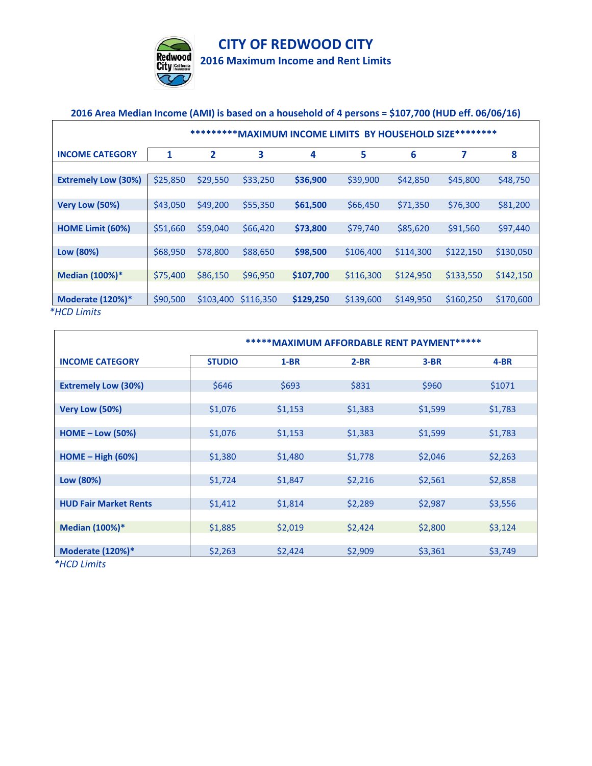# CITY OF REDWOOD CITY

## 2016 Maximum Income and Rent Limits

**2016 Area Median Income (AMI) is based on a household of 4 persons = $107,700 (HUD eff. 06/06/16)**

| | *********MAXIMUM INCOME LIMITS BY HOUSEHOLD SIZE******** | | | | | | | |
|---|---|---|---|---|---|---|---|---|
| **INCOME CATEGORY** | **1** | **2** | **3** | **4** | **5** | **6** | **7** | **8** |
| **Extremely Low (30%)** | $25,850 | $29,550 | $33,250 | **$36,900** | $39,900 | $42,850 | $45,800 | $48,750 |
| **Very Low (50%)** | $43,050 | $49,200 | $55,350 | **$61,500** | $66,450 | $71,350 | $76,300 | $81,200 |
| **HOME Limit (60%)** | $51,660 | $59,040 | $66,420 | **$73,800** | $79,740 | $85,620 | $91,560 | $97,440 |
| **Low (80%)** | $68,950 | $78,800 | $88,650 | **$98,500** | $106,400 | $114,300 | $122,150 | $130,050 |
| **Median (100%)*** | $75,400 | $86,150 | $96,950 | **$107,700** | $116,300 | $124,950 | $133,550 | $142,150 |
| **Moderate (120%)*** | $90,500 | $103,400 | $116,350 | **$129,250** | $139,600 | $149,950 | $160,250 | $170,600 |

*\*HCD Limits*

| | *****MAXIMUM AFFORDABLE RENT PAYMENT***** | | | | |
|---|---|---|---|---|---|
| **INCOME CATEGORY** | **STUDIO** | **1-BR** | **2-BR** | **3-BR** | **4-BR** |
| **Extremely Low (30%)** | $646 | $693 | $831 | $960 | $1071 |
| **Very Low (50%)** | $1,076 | $1,153 | $1,383 | $1,599 | $1,783 |
| **HOME – Low (50%)** | $1,076 | $1,153 | $1,383 | $1,599 | $1,783 |
| **HOME – High (60%)** | $1,380 | $1,480 | $1,778 | $2,046 | $2,263 |
| **Low (80%)** | $1,724 | $1,847 | $2,216 | $2,561 | $2,858 |
| **HUD Fair Market Rents** | $1,412 | $1,814 | $2,289 | $2,987 | $3,556 |
| **Median (100%)*** | $1,885 | $2,019 | $2,424 | $2,800 | $3,124 |
| **Moderate (120%)*** | $2,263 | $2,424 | $2,909 | $3,361 | $3,749 |

*\*HCD Limits*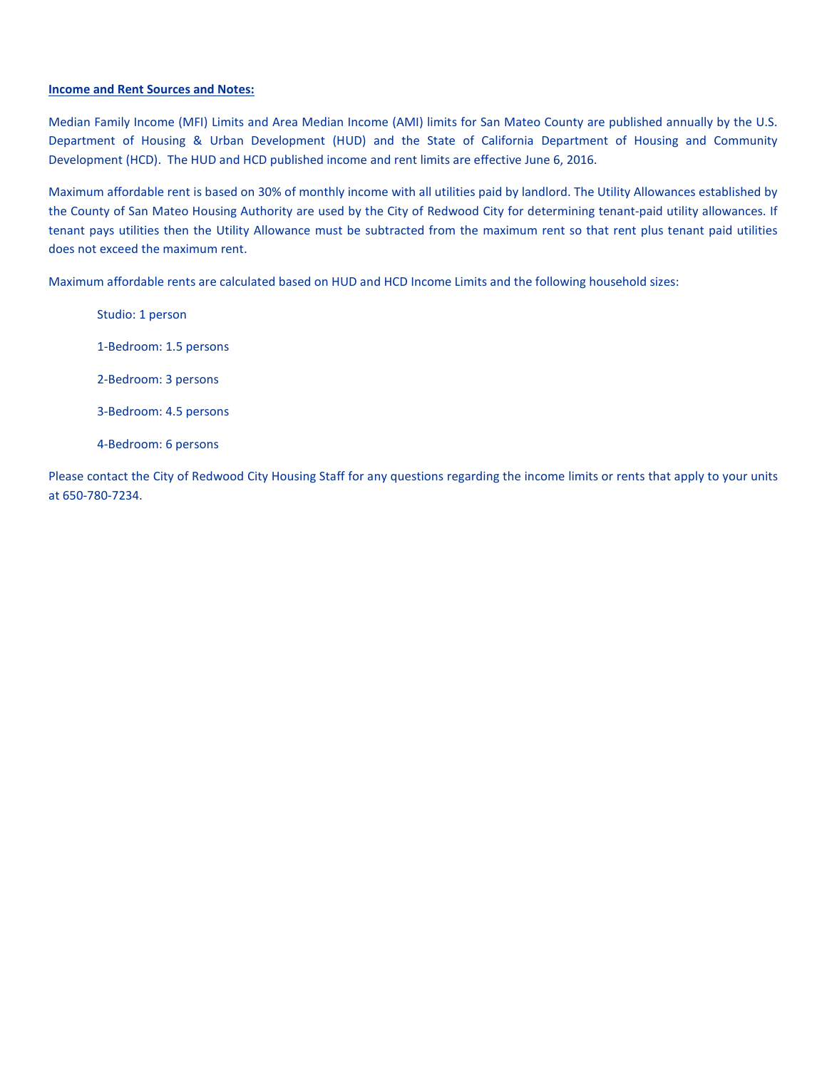**Income and Rent Sources and Notes:**

Median Family Income (MFI) Limits and Area Median Income (AMI) limits for San Mateo County are published annually by the U.S. Department of Housing & Urban Development (HUD) and the State of California Department of Housing and Community Development (HCD). The HUD and HCD published income and rent limits are effective June 6, 2016.

Maximum affordable rent is based on 30% of monthly income with all utilities paid by landlord. The Utility Allowances established by the County of San Mateo Housing Authority are used by the City of Redwood City for determining tenant-paid utility allowances. If tenant pays utilities then the Utility Allowance must be subtracted from the maximum rent so that rent plus tenant paid utilities does not exceed the maximum rent.

Maximum affordable rents are calculated based on HUD and HCD Income Limits and the following household sizes:

Studio: 1 person

1-Bedroom: 1.5 persons

2-Bedroom: 3 persons

3-Bedroom: 4.5 persons

4-Bedroom: 6 persons

Please contact the City of Redwood City Housing Staff for any questions regarding the income limits or rents that apply to your units at 650-780-7234.